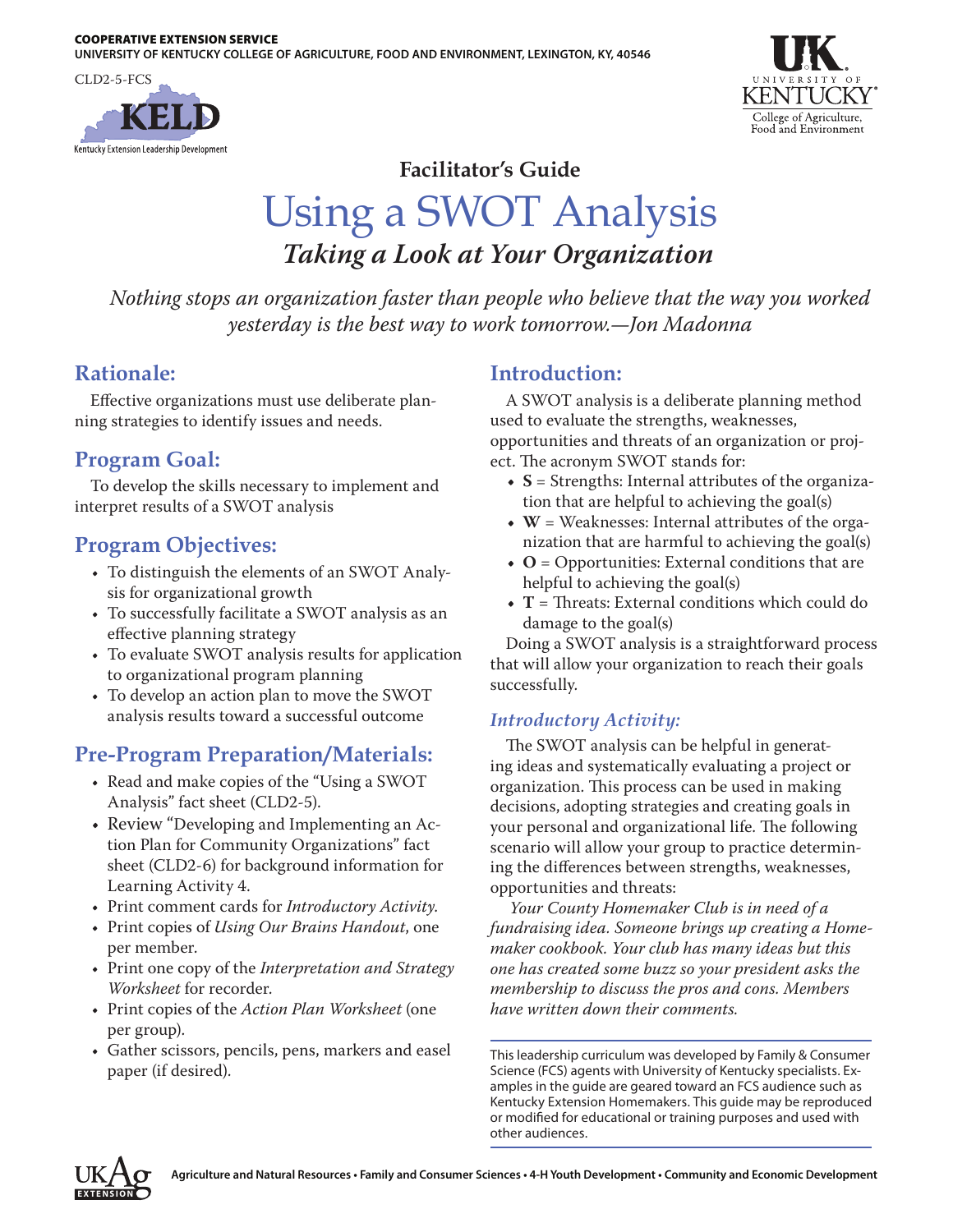COOPERATIVE EXTENSION SERVICE
UNIVERSITY OF KENTUCKY COLLEGE OF AGRICULTURE, FOOD AND ENVIRONMENT, LEXINGTON, KY, 40546

CLD2-5-FCS

KELD
Kentucky Extension Leadership Development

University of Kentucky
College of Agriculture, Food and Environment

**Facilitator's Guide**

# Using a SWOT Analysis

## *Taking a Look at Your Organization*

*Nothing stops an organization faster than people who believe that the way you worked yesterday is the best way to work tomorrow.—Jon Madonna*

## Rationale:

Effective organizations must use deliberate planning strategies to identify issues and needs.

## Program Goal:

To develop the skills necessary to implement and interpret results of a SWOT analysis

## Program Objectives:

- To distinguish the elements of an SWOT Analysis for organizational growth
- To successfully facilitate a SWOT analysis as an effective planning strategy
- To evaluate SWOT analysis results for application to organizational program planning
- To develop an action plan to move the SWOT analysis results toward a successful outcome

## Pre-Program Preparation/Materials:

- Read and make copies of the "Using a SWOT Analysis" fact sheet (CLD2-5).
- Review "Developing and Implementing an Action Plan for Community Organizations" fact sheet (CLD2-6) for background information for Learning Activity 4.
- Print comment cards for *Introductory Activity.*
- Print copies of *Using Our Brains Handout*, one per member.
- Print one copy of the *Interpretation and Strategy Worksheet* for recorder.
- Print copies of the *Action Plan Worksheet* (one per group).
- Gather scissors, pencils, pens, markers and easel paper (if desired).

## Introduction:

A SWOT analysis is a deliberate planning method used to evaluate the strengths, weaknesses, opportunities and threats of an organization or project. The acronym SWOT stands for:

- **S** = Strengths: Internal attributes of the organization that are helpful to achieving the goal(s)
- **W** = Weaknesses: Internal attributes of the organization that are harmful to achieving the goal(s)
- **O** = Opportunities: External conditions that are helpful to achieving the goal(s)
- **T** = Threats: External conditions which could do damage to the goal(s)

Doing a SWOT analysis is a straightforward process that will allow your organization to reach their goals successfully.

### *Introductory Activity:*

The SWOT analysis can be helpful in generating ideas and systematically evaluating a project or organization. This process can be used in making decisions, adopting strategies and creating goals in your personal and organizational life. The following scenario will allow your group to practice determining the differences between strengths, weaknesses, opportunities and threats:

*Your County Homemaker Club is in need of a fundraising idea. Someone brings up creating a Homemaker cookbook. Your club has many ideas but this one has created some buzz so your president asks the membership to discuss the pros and cons. Members have written down their comments.*

This leadership curriculum was developed by Family & Consumer Science (FCS) agents with University of Kentucky specialists. Examples in the guide are geared toward an FCS audience such as Kentucky Extension Homemakers. This guide may be reproduced or modified for educational or training purposes and used with other audiences.

Agriculture and Natural Resources • Family and Consumer Sciences • 4-H Youth Development • Community and Economic Development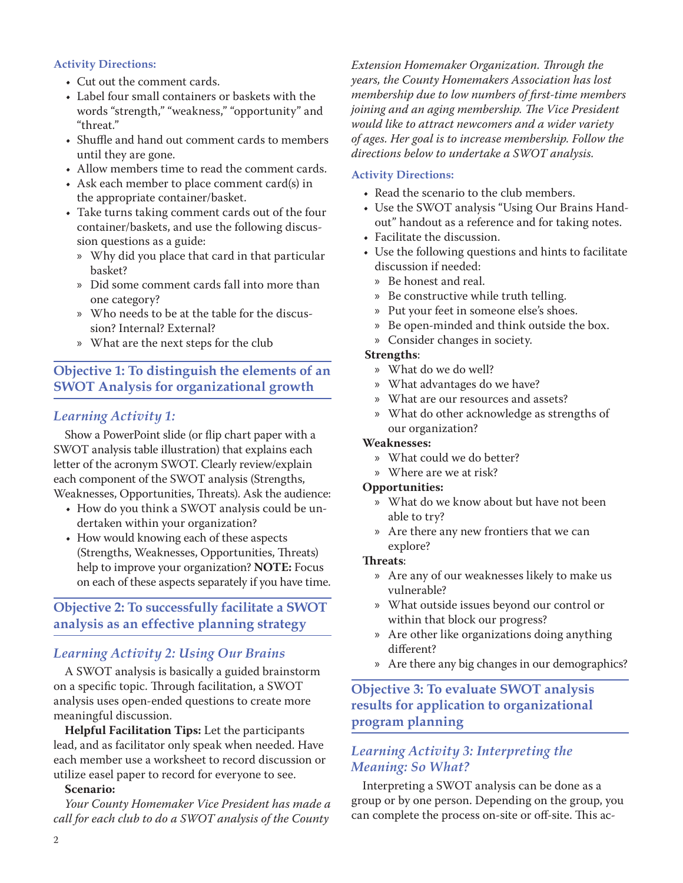**Activity Directions:**

- Cut out the comment cards.
- Label four small containers or baskets with the words "strength," "weakness," "opportunity" and "threat."
- Shuffle and hand out comment cards to members until they are gone.
- Allow members time to read the comment cards.
- Ask each member to place comment card(s) in the appropriate container/basket.
- Take turns taking comment cards out of the four container/baskets, and use the following discussion questions as a guide:
  - Why did you place that card in that particular basket?
  - Did some comment cards fall into more than one category?
  - Who needs to be at the table for the discussion? Internal? External?
  - What are the next steps for the club

## Objective 1: To distinguish the elements of an SWOT Analysis for organizational growth

### *Learning Activity 1:*

Show a PowerPoint slide (or flip chart paper with a SWOT analysis table illustration) that explains each letter of the acronym SWOT. Clearly review/explain each component of the SWOT analysis (Strengths, Weaknesses, Opportunities, Threats). Ask the audience:

- How do you think a SWOT analysis could be undertaken within your organization?
- How would knowing each of these aspects (Strengths, Weaknesses, Opportunities, Threats) help to improve your organization? **NOTE:** Focus on each of these aspects separately if you have time.

## Objective 2: To successfully facilitate a SWOT analysis as an effective planning strategy

### *Learning Activity 2: Using Our Brains*

A SWOT analysis is basically a guided brainstorm on a specific topic. Through facilitation, a SWOT analysis uses open-ended questions to create more meaningful discussion.

**Helpful Facilitation Tips:** Let the participants lead, and as facilitator only speak when needed. Have each member use a worksheet to record discussion or utilize easel paper to record for everyone to see.

**Scenario:**

*Your County Homemaker Vice President has made a call for each club to do a SWOT analysis of the County Extension Homemaker Organization. Through the years, the County Homemakers Association has lost membership due to low numbers of first-time members joining and an aging membership. The Vice President would like to attract newcomers and a wider variety of ages. Her goal is to increase membership. Follow the directions below to undertake a SWOT analysis.*

**Activity Directions:**

- Read the scenario to the club members.
- Use the SWOT analysis "Using Our Brains Handout" handout as a reference and for taking notes.
- Facilitate the discussion.
- Use the following questions and hints to facilitate discussion if needed:
  - Be honest and real.
  - Be constructive while truth telling.
  - Put your feet in someone else's shoes.
  - Be open-minded and think outside the box.
  - Consider changes in society.

**Strengths**:

- What do we do well?
- What advantages do we have?
- What are our resources and assets?
- What do other acknowledge as strengths of our organization?

**Weaknesses:**

- What could we do better?
- Where are we at risk?

**Opportunities:**

- What do we know about but have not been able to try?
- Are there any new frontiers that we can explore?

**Threats**:

- Are any of our weaknesses likely to make us vulnerable?
- What outside issues beyond our control or within that block our progress?
- Are other like organizations doing anything different?
- Are there any big changes in our demographics?

## Objective 3: To evaluate SWOT analysis results for application to organizational program planning

### *Learning Activity 3: Interpreting the Meaning: So What?*

Interpreting a SWOT analysis can be done as a group or by one person. Depending on the group, you can complete the process on-site or off-site. This ac-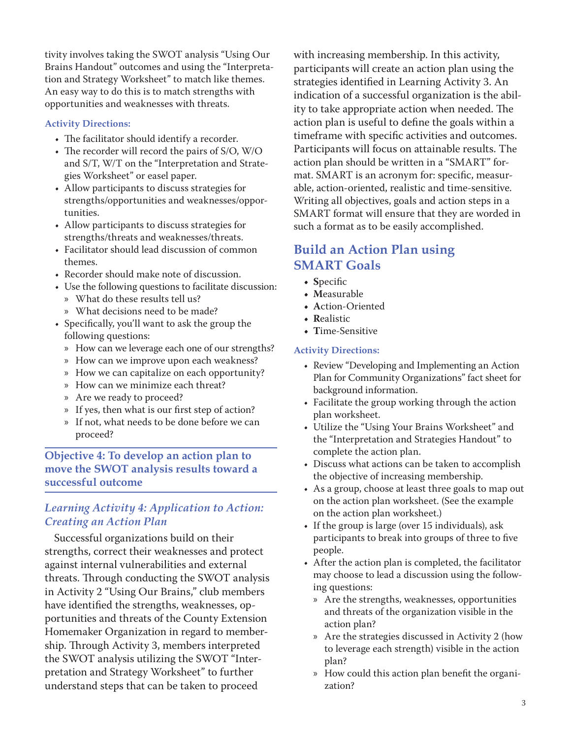tivity involves taking the SWOT analysis "Using Our Brains Handout" outcomes and using the "Interpretation and Strategy Worksheet" to match like themes. An easy way to do this is to match strengths with opportunities and weaknesses with threats.

**Activity Directions:**

- The facilitator should identify a recorder.
- The recorder will record the pairs of S/O, W/O and S/T, W/T on the "Interpretation and Strategies Worksheet" or easel paper.
- Allow participants to discuss strategies for strengths/opportunities and weaknesses/opportunities.
- Allow participants to discuss strategies for strengths/threats and weaknesses/threats.
- Facilitator should lead discussion of common themes.
- Recorder should make note of discussion.
- Use the following questions to facilitate discussion:
  - What do these results tell us?
  - What decisions need to be made?
- Specifically, you'll want to ask the group the following questions:
  - How can we leverage each one of our strengths?
  - How can we improve upon each weakness?
  - How we can capitalize on each opportunity?
  - How can we minimize each threat?
  - Are we ready to proceed?
  - If yes, then what is our first step of action?
  - If not, what needs to be done before we can proceed?

## Objective 4: To develop an action plan to move the SWOT analysis results toward a successful outcome

### *Learning Activity 4: Application to Action: Creating an Action Plan*

Successful organizations build on their strengths, correct their weaknesses and protect against internal vulnerabilities and external threats. Through conducting the SWOT analysis in Activity 2 "Using Our Brains," club members have identified the strengths, weaknesses, opportunities and threats of the County Extension Homemaker Organization in regard to membership. Through Activity 3, members interpreted the SWOT analysis utilizing the SWOT "Interpretation and Strategy Worksheet" to further understand steps that can be taken to proceed with increasing membership. In this activity, participants will create an action plan using the strategies identified in Learning Activity 3. An indication of a successful organization is the ability to take appropriate action when needed. The action plan is useful to define the goals within a timeframe with specific activities and outcomes. Participants will focus on attainable results. The action plan should be written in a "SMART" format. SMART is an acronym for: specific, measurable, action-oriented, realistic and time-sensitive. Writing all objectives, goals and action steps in a SMART format will ensure that they are worded in such a format as to be easily accomplished.

## Build an Action Plan using SMART Goals

- **S**pecific
- **M**easurable
- **A**ction-Oriented
- **R**ealistic
- **T**ime-Sensitive

**Activity Directions:**

- Review "Developing and Implementing an Action Plan for Community Organizations" fact sheet for background information.
- Facilitate the group working through the action plan worksheet.
- Utilize the "Using Your Brains Worksheet" and the "Interpretation and Strategies Handout" to complete the action plan.
- Discuss what actions can be taken to accomplish the objective of increasing membership.
- As a group, choose at least three goals to map out on the action plan worksheet. (See the example on the action plan worksheet.)
- If the group is large (over 15 individuals), ask participants to break into groups of three to five people.
- After the action plan is completed, the facilitator may choose to lead a discussion using the following questions:
  - Are the strengths, weaknesses, opportunities and threats of the organization visible in the action plan?
  - Are the strategies discussed in Activity 2 (how to leverage each strength) visible in the action plan?
  - How could this action plan benefit the organization?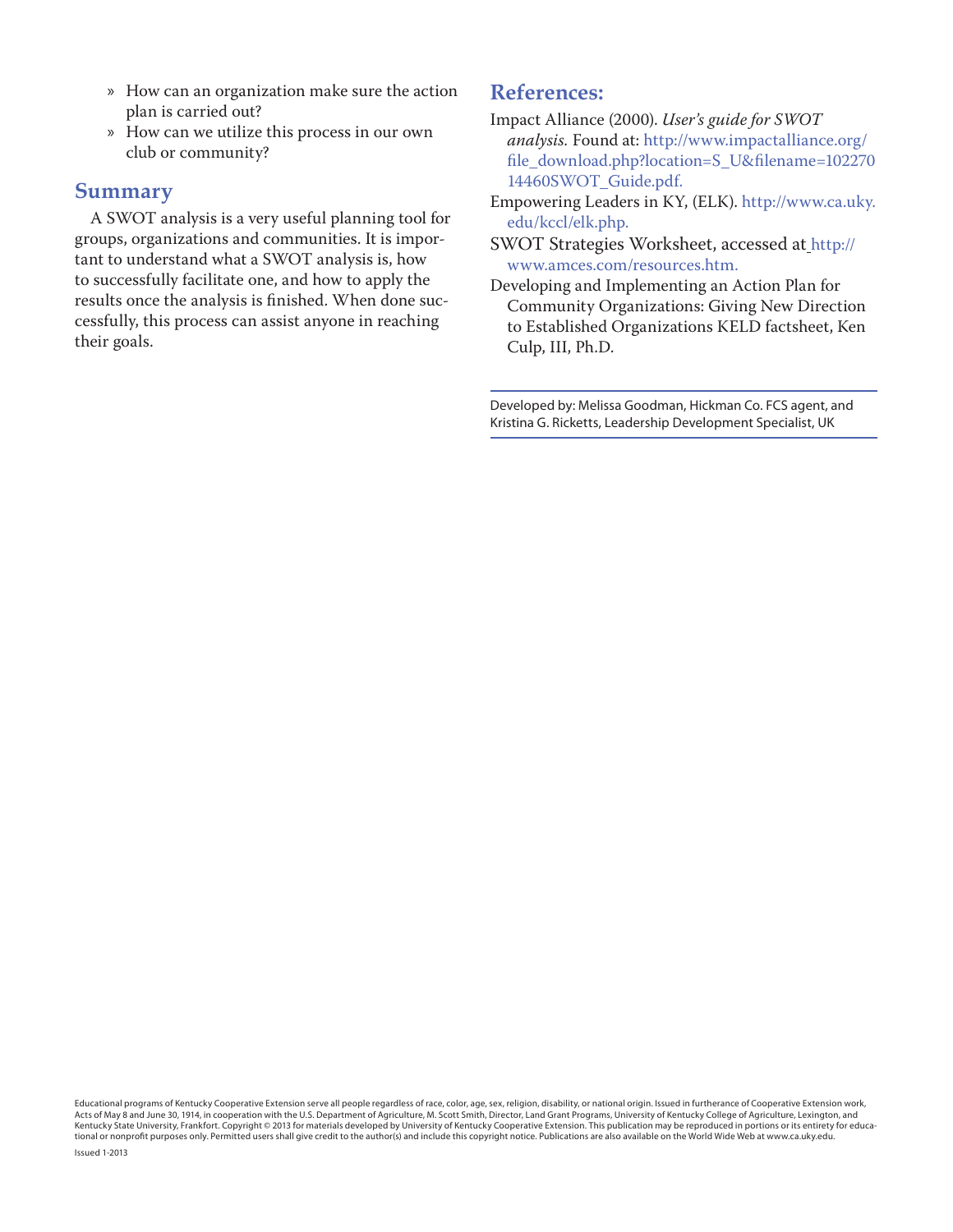- How can an organization make sure the action plan is carried out?
- How can we utilize this process in our own club or community?

## Summary

A SWOT analysis is a very useful planning tool for groups, organizations and communities. It is important to understand what a SWOT analysis is, how to successfully facilitate one, and how to apply the results once the analysis is finished. When done successfully, this process can assist anyone in reaching their goals.

## References:

Impact Alliance (2000). *User's guide for SWOT analysis.* Found at: http://www.impactalliance.org/file_download.php?location=S_U&filename=10227014460SWOT_Guide.pdf.

Empowering Leaders in KY, (ELK). http://www.ca.uky.edu/kccl/elk.php.

SWOT Strategies Worksheet, accessed at http://www.amces.com/resources.htm.

Developing and Implementing an Action Plan for Community Organizations: Giving New Direction to Established Organizations KELD factsheet, Ken Culp, III, Ph.D.

Developed by: Melissa Goodman, Hickman Co. FCS agent, and Kristina G. Ricketts, Leadership Development Specialist, UK

Educational programs of Kentucky Cooperative Extension serve all people regardless of race, color, age, sex, religion, disability, or national origin. Issued in furtherance of Cooperative Extension work, Acts of May 8 and June 30, 1914, in cooperation with the U.S. Department of Agriculture, M. Scott Smith, Director, Land Grant Programs, University of Kentucky College of Agriculture, Lexington, and Kentucky State University, Frankfort. Copyright © 2013 for materials developed by University of Kentucky Cooperative Extension. This publication may be reproduced in portions or its entirety for educational or nonprofit purposes only. Permitted users shall give credit to the author(s) and include this copyright notice. Publications are also available on the World Wide Web at www.ca.uky.edu.

Issued 1-2013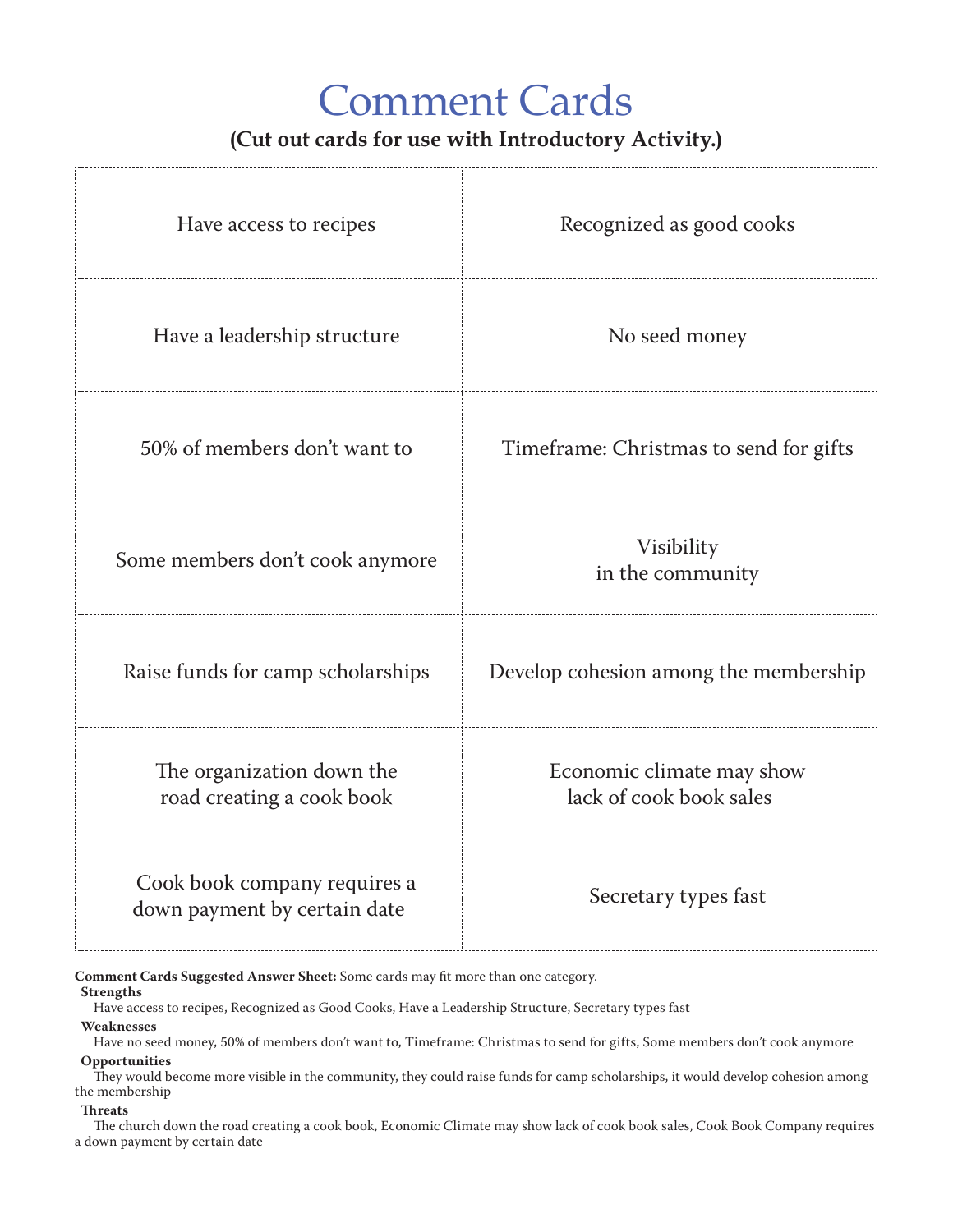# Comment Cards

**(Cut out cards for use with Introductory Activity.)**

| | |
|---|---|
| Have access to recipes | Recognized as good cooks |
| Have a leadership structure | No seed money |
| 50% of members don't want to | Timeframe: Christmas to send for gifts |
| Some members don't cook anymore | Visibility in the community |
| Raise funds for camp scholarships | Develop cohesion among the membership |
| The organization down the road creating a cook book | Economic climate may show lack of cook book sales |
| Cook book company requires a down payment by certain date | Secretary types fast |

**Comment Cards Suggested Answer Sheet:** Some cards may fit more than one category.

**Strengths**

Have access to recipes, Recognized as Good Cooks, Have a Leadership Structure, Secretary types fast

**Weaknesses**

Have no seed money, 50% of members don't want to, Timeframe: Christmas to send for gifts, Some members don't cook anymore

**Opportunities**

They would become more visible in the community, they could raise funds for camp scholarships, it would develop cohesion among the membership

**Threats**

The church down the road creating a cook book, Economic Climate may show lack of cook book sales, Cook Book Company requires a down payment by certain date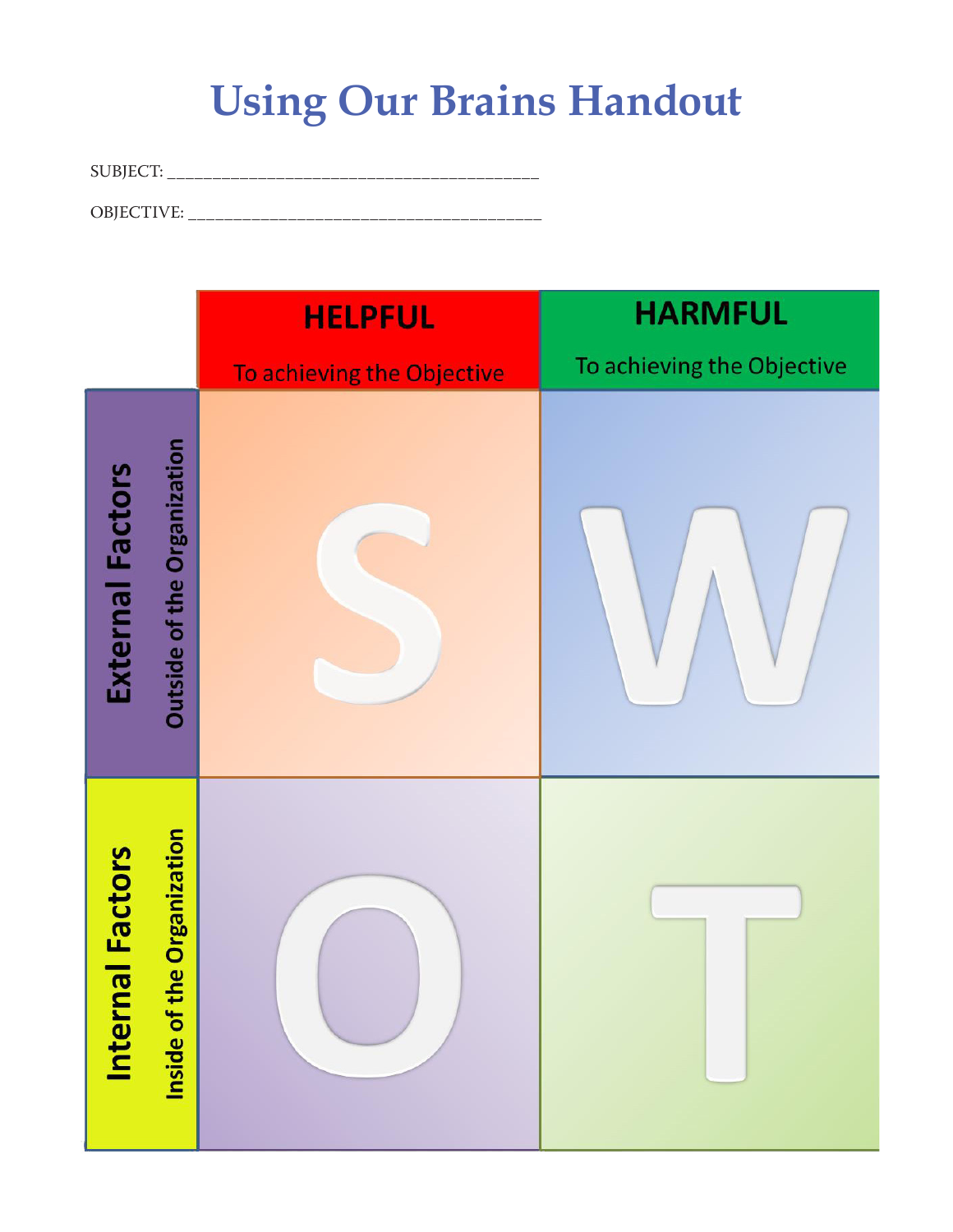# Using Our Brains Handout

SUBJECT: ___________________________________________

OBJECTIVE: ________________________________________

| | **HELPFUL** To achieving the Objective | **HARMFUL** To achieving the Objective |
|---|---|---|
| **External Factors** Outside of the Organization | S | W |
| **Internal Factors** Inside of the Organization | O | T |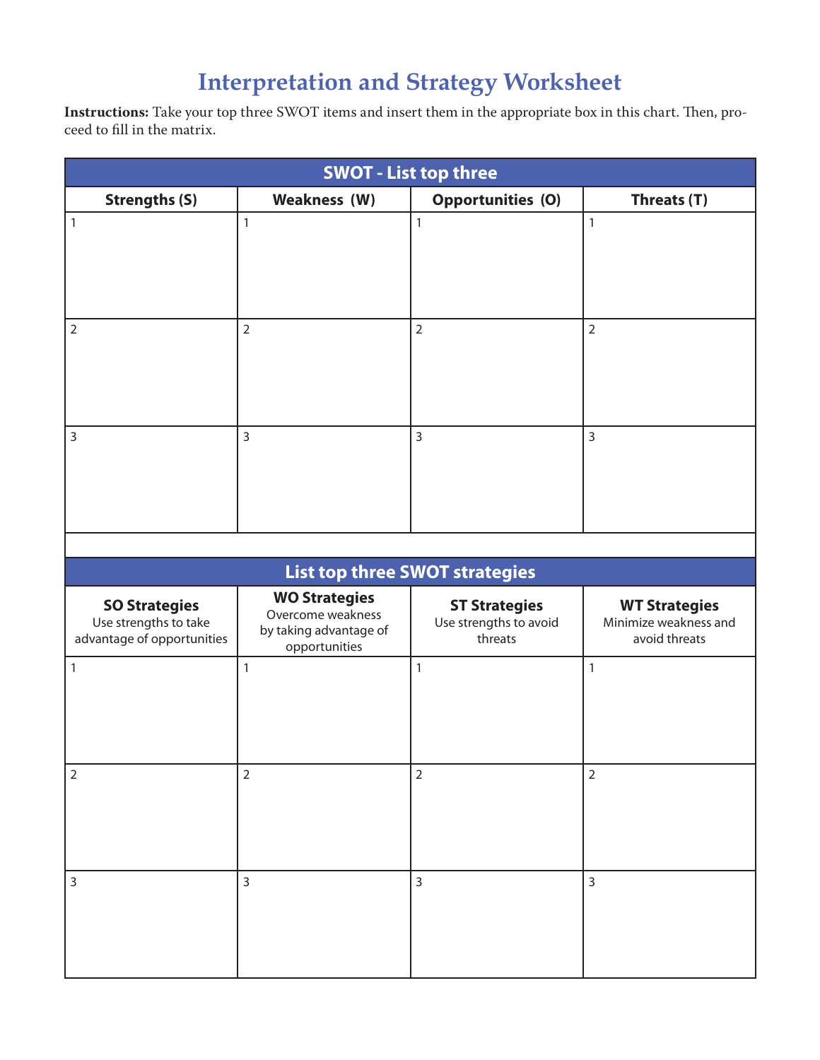# Interpretation and Strategy Worksheet

**Instructions:** Take your top three SWOT items and insert them in the appropriate box in this chart. Then, proceed to fill in the matrix.

| SWOT - List top three | | | |
|---|---|---|---|
| **Strengths (S)** | **Weakness (W)** | **Opportunities (O)** | **Threats (T)** |
| 1 | 1 | 1 | 1 |
| 2 | 2 | 2 | 2 |
| 3 | 3 | 3 | 3 |

| List top three SWOT strategies | | | |
|---|---|---|---|
| **SO Strategies** Use strengths to take advantage of opportunities | **WO Strategies** Overcome weakness by taking advantage of opportunities | **ST Strategies** Use strengths to avoid threats | **WT Strategies** Minimize weakness and avoid threats |
| 1 | 1 | 1 | 1 |
| 2 | 2 | 2 | 2 |
| 3 | 3 | 3 | 3 |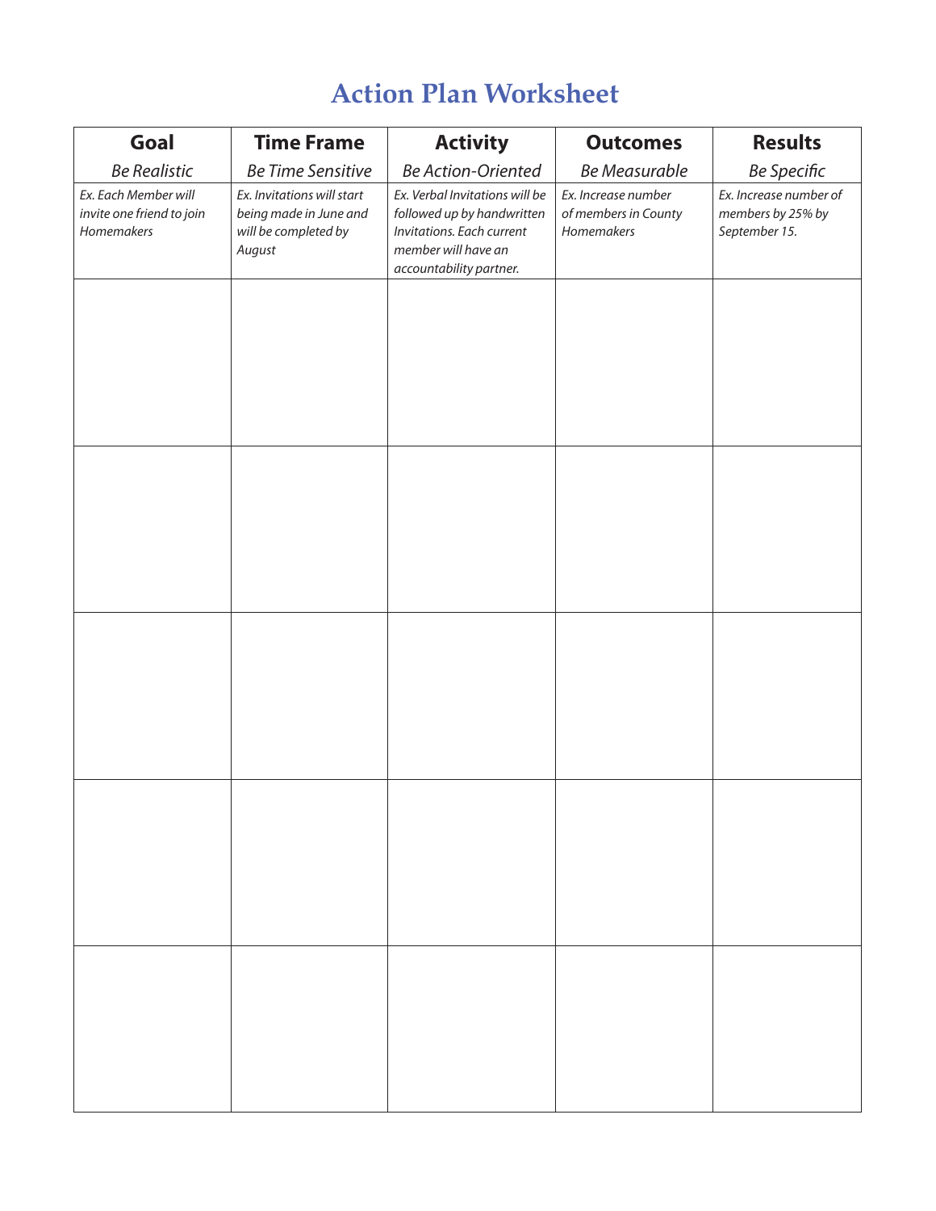# Action Plan Worksheet

| Goal | Time Frame | Activity | Outcomes | Results |
|---|---|---|---|---|
| *Be Realistic* | *Be Time Sensitive* | *Be Action-Oriented* | *Be Measurable* | *Be Specific* |
| *Ex. Each Member will invite one friend to join Homemakers* | *Ex. Invitations will start being made in June and will be completed by August* | *Ex. Verbal Invitations will be followed up by handwritten Invitations. Each current member will have an accountability partner.* | *Ex. Increase number of members in County Homemakers* | *Ex. Increase number of members by 25% by September 15.* |
| | | | | |
| | | | | |
| | | | | |
| | | | | |
| | | | | |